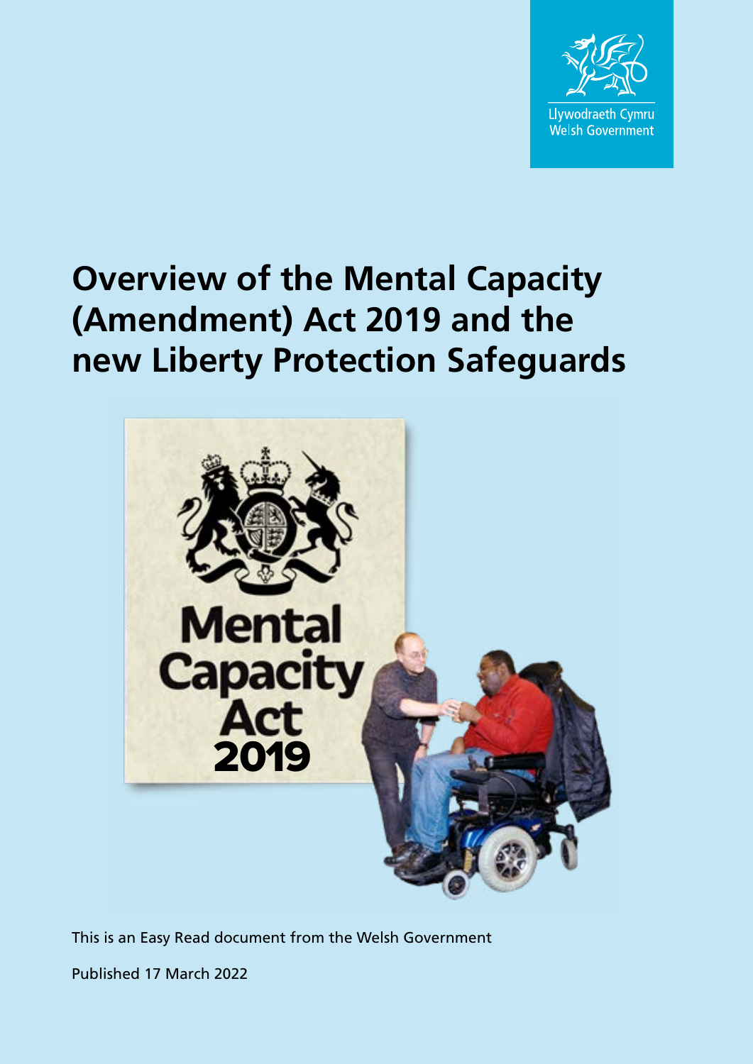Llywodraeth Cymru
Welsh Government

# Overview of the Mental Capacity (Amendment) Act 2019 and the new Liberty Protection Safeguards

This is an Easy Read document from the Welsh Government

Published 17 March 2022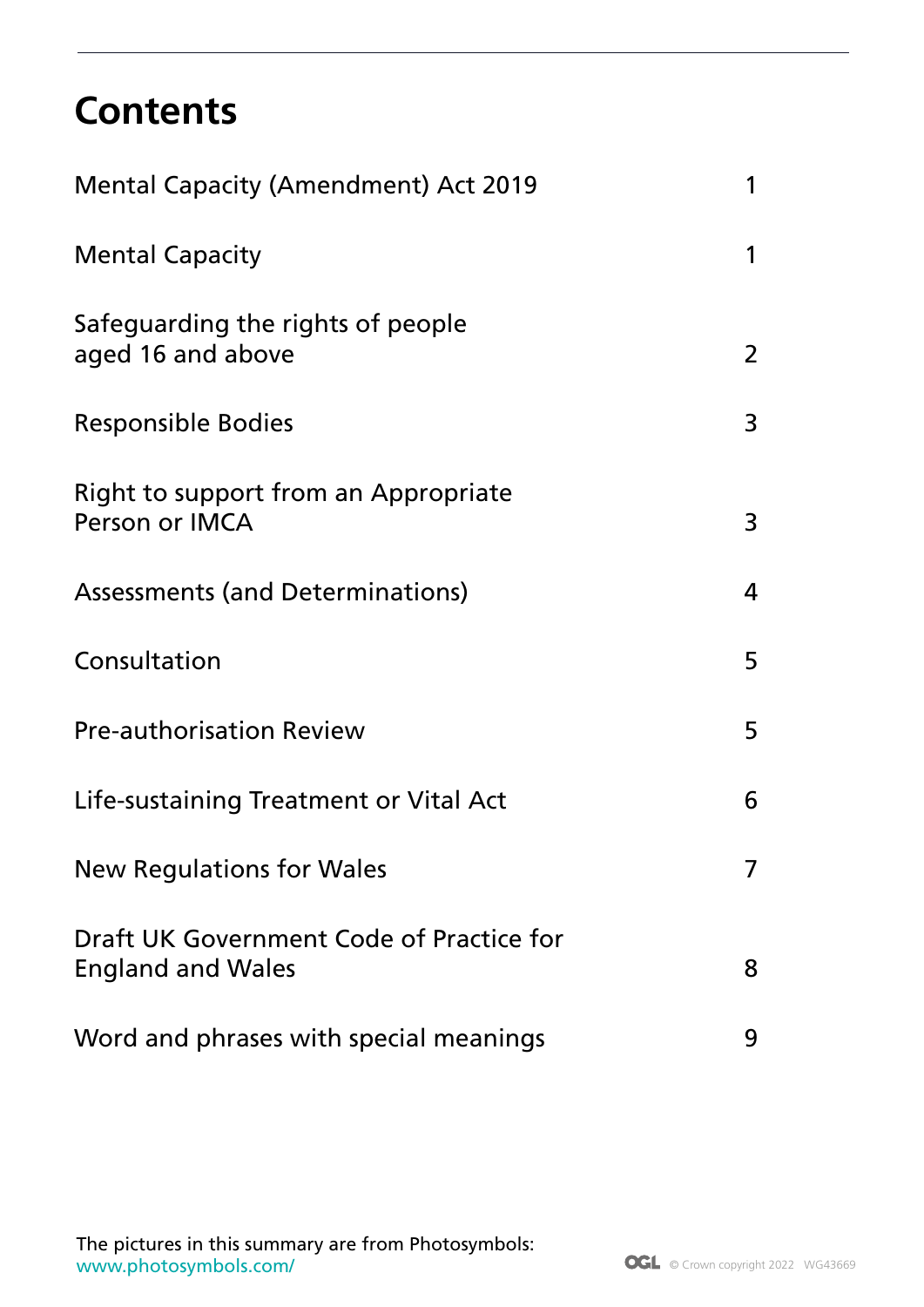# Contents

| | |
|---|---|
| Mental Capacity (Amendment) Act 2019 | 1 |
| Mental Capacity | 1 |
| Safeguarding the rights of people aged 16 and above | 2 |
| Responsible Bodies | 3 |
| Right to support from an Appropriate Person or IMCA | 3 |
| Assessments (and Determinations) | 4 |
| Consultation | 5 |
| Pre-authorisation Review | 5 |
| Life-sustaining Treatment or Vital Act | 6 |
| New Regulations for Wales | 7 |
| Draft UK Government Code of Practice for England and Wales | 8 |
| Word and phrases with special meanings | 9 |

The pictures in this summary are from Photosymbols: www.photosymbols.com/

© Crown copyright 2022 WG43669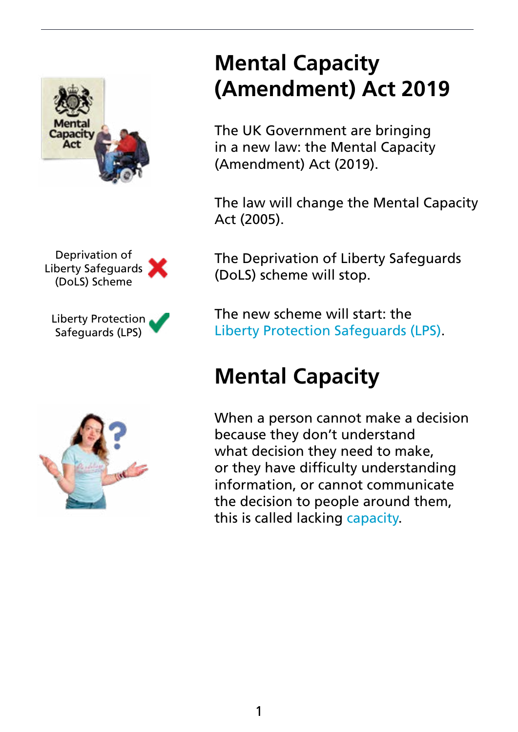# Mental Capacity (Amendment) Act 2019

The UK Government are bringing in a new law: the Mental Capacity (Amendment) Act (2019).

The law will change the Mental Capacity Act (2005).

Deprivation of Liberty Safeguards (DoLS) Scheme ✗

The Deprivation of Liberty Safeguards (DoLS) scheme will stop.

Liberty Protection Safeguards (LPS) ✓

The new scheme will start: the Liberty Protection Safeguards (LPS).

# Mental Capacity

When a person cannot make a decision because they don't understand what decision they need to make, or they have difficulty understanding information, or cannot communicate the decision to people around them, this is called lacking capacity.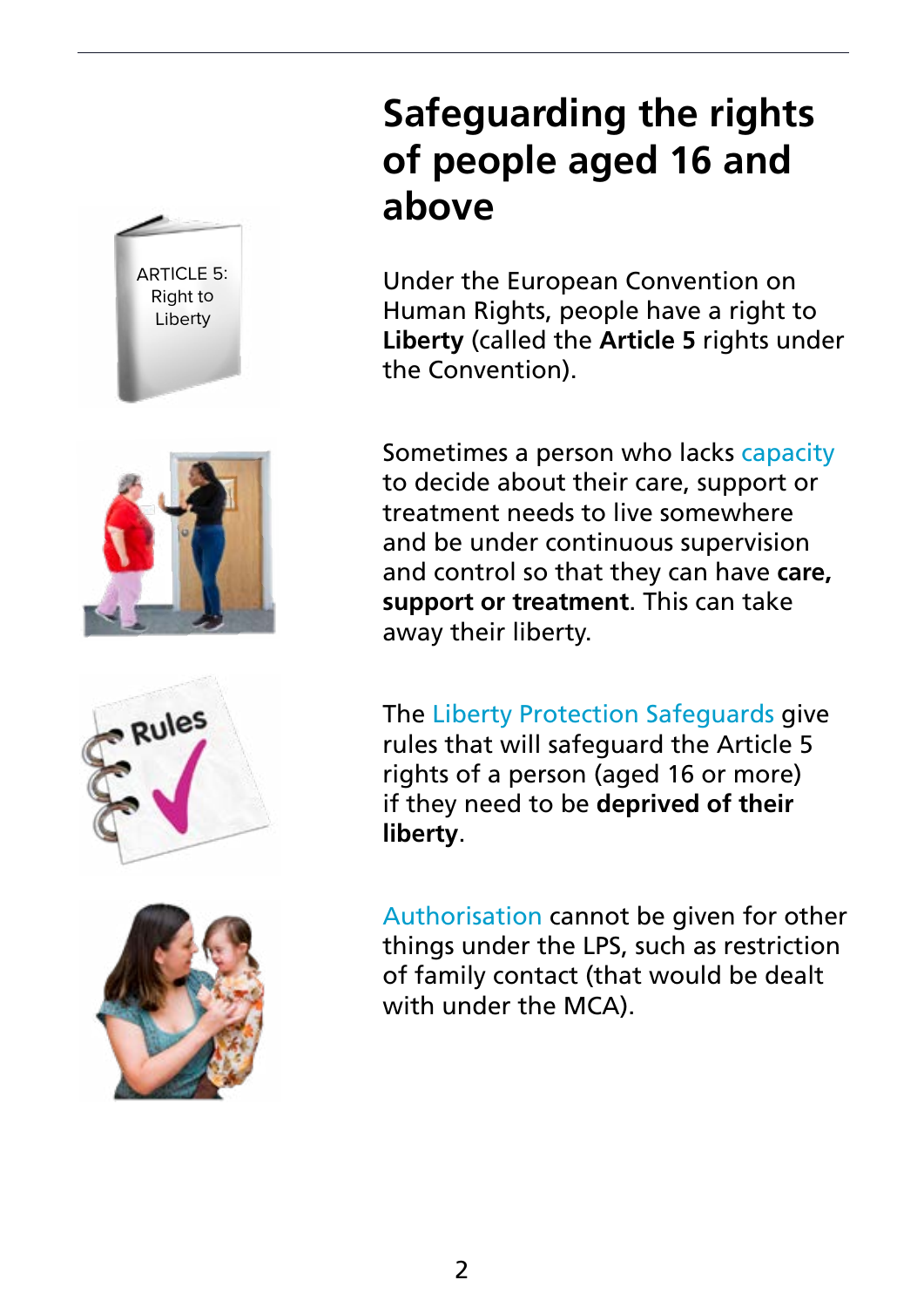# Safeguarding the rights of people aged 16 and above

Under the European Convention on Human Rights, people have a right to **Liberty** (called the **Article 5** rights under the Convention).

Sometimes a person who lacks capacity to decide about their care, support or treatment needs to live somewhere and be under continuous supervision and control so that they can have **care, support or treatment**. This can take away their liberty.

The Liberty Protection Safeguards give rules that will safeguard the Article 5 rights of a person (aged 16 or more) if they need to be **deprived of their liberty**.

Authorisation cannot be given for other things under the LPS, such as restriction of family contact (that would be dealt with under the MCA).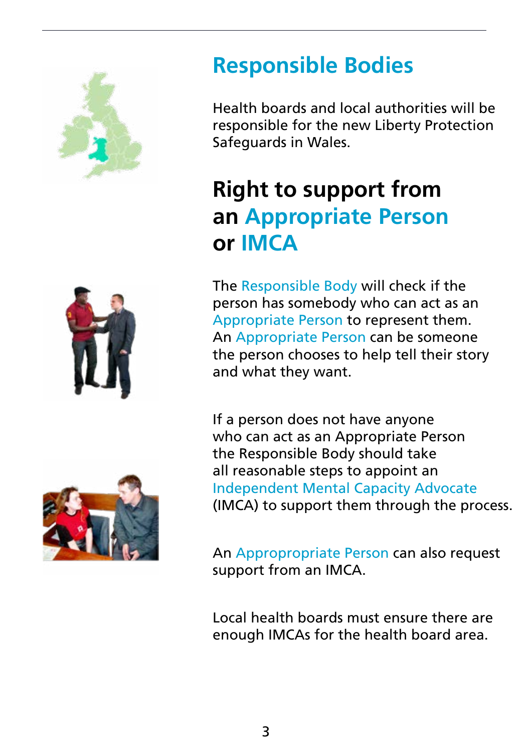## Responsible Bodies

Health boards and local authorities will be responsible for the new Liberty Protection Safeguards in Wales.

## Right to support from an Appropriate Person or IMCA

The Responsible Body will check if the person has somebody who can act as an Appropriate Person to represent them. An Appropriate Person can be someone the person chooses to help tell their story and what they want.

If a person does not have anyone who can act as an Appropriate Person the Responsible Body should take all reasonable steps to appoint an Independent Mental Capacity Advocate (IMCA) to support them through the process.

An Appropropriate Person can also request support from an IMCA.

Local health boards must ensure there are enough IMCAs for the health board area.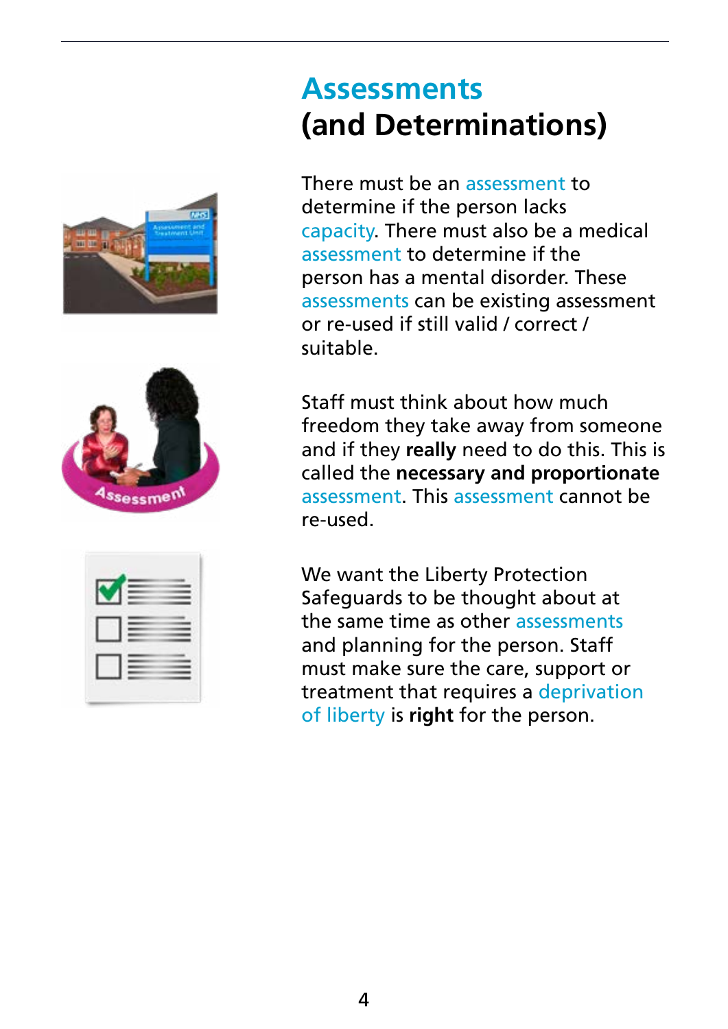# Assessments (and Determinations)

There must be an assessment to determine if the person lacks capacity. There must also be a medical assessment to determine if the person has a mental disorder. These assessments can be existing assessment or re-used if still valid / correct / suitable.

Staff must think about how much freedom they take away from someone and if they **really** need to do this. This is called the **necessary and proportionate** assessment. This assessment cannot be re-used.

We want the Liberty Protection Safeguards to be thought about at the same time as other assessments and planning for the person. Staff must make sure the care, support or treatment that requires a deprivation of liberty is **right** for the person.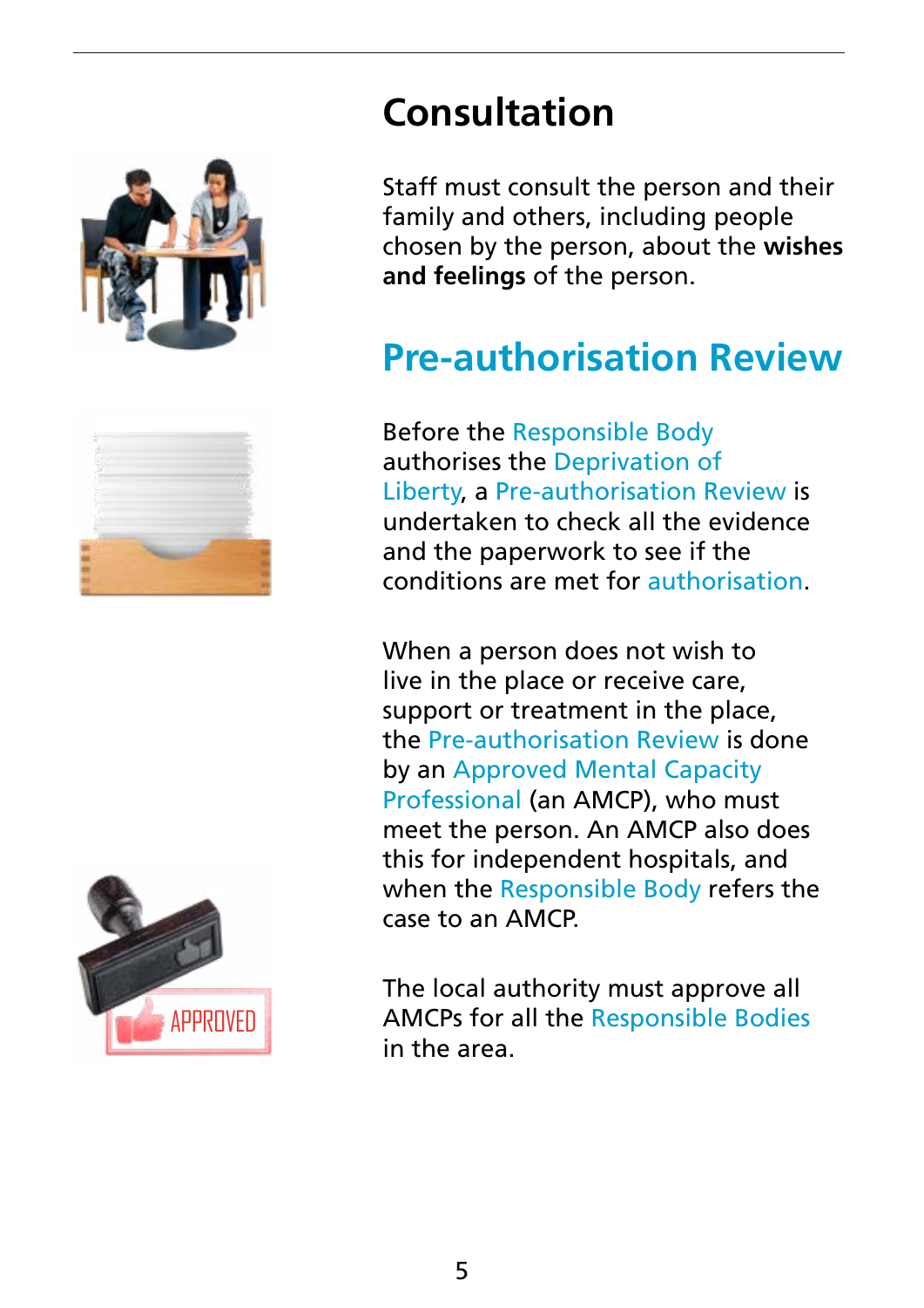# Consultation

Staff must consult the person and their family and others, including people chosen by the person, about the **wishes and feelings** of the person.

# Pre-authorisation Review

Before the Responsible Body authorises the Deprivation of Liberty, a Pre-authorisation Review is undertaken to check all the evidence and the paperwork to see if the conditions are met for authorisation.

When a person does not wish to live in the place or receive care, support or treatment in the place, the Pre-authorisation Review is done by an Approved Mental Capacity Professional (an AMCP), who must meet the person. An AMCP also does this for independent hospitals, and when the Responsible Body refers the case to an AMCP.

The local authority must approve all AMCPs for all the Responsible Bodies in the area.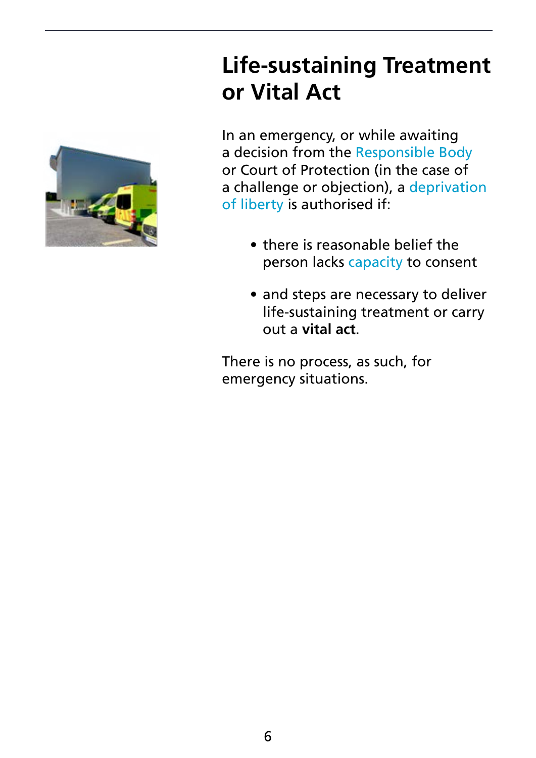# Life-sustaining Treatment or Vital Act

In an emergency, or while awaiting a decision from the Responsible Body or Court of Protection (in the case of a challenge or objection), a deprivation of liberty is authorised if:

- there is reasonable belief the person lacks capacity to consent
- and steps are necessary to deliver life-sustaining treatment or carry out a **vital act**.

There is no process, as such, for emergency situations.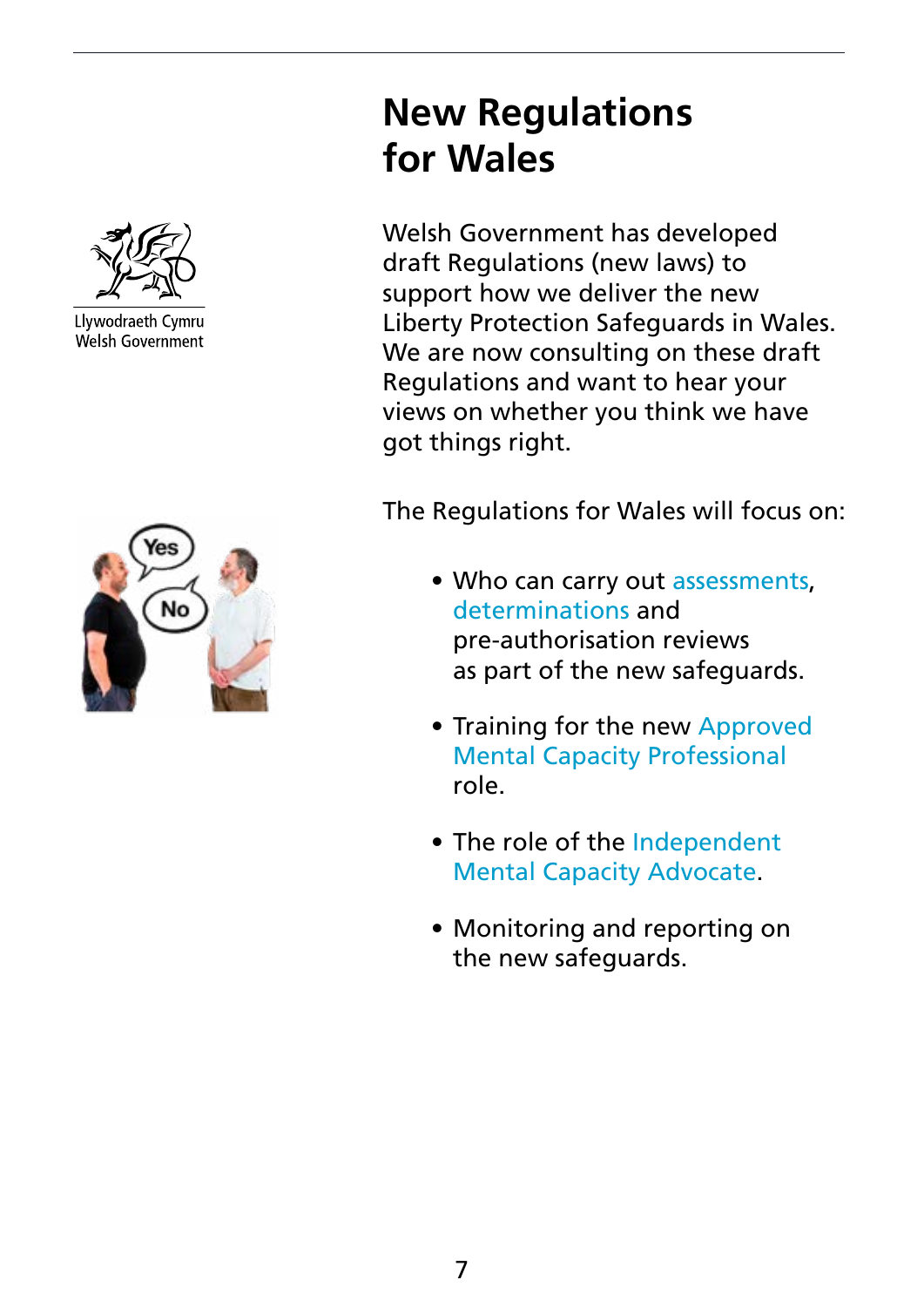# New Regulations for Wales

Welsh Government has developed draft Regulations (new laws) to support how we deliver the new Liberty Protection Safeguards in Wales. We are now consulting on these draft Regulations and want to hear your views on whether you think we have got things right.

The Regulations for Wales will focus on:

- Who can carry out assessments, determinations and pre-authorisation reviews as part of the new safeguards.
- Training for the new Approved Mental Capacity Professional role.
- The role of the Independent Mental Capacity Advocate.
- Monitoring and reporting on the new safeguards.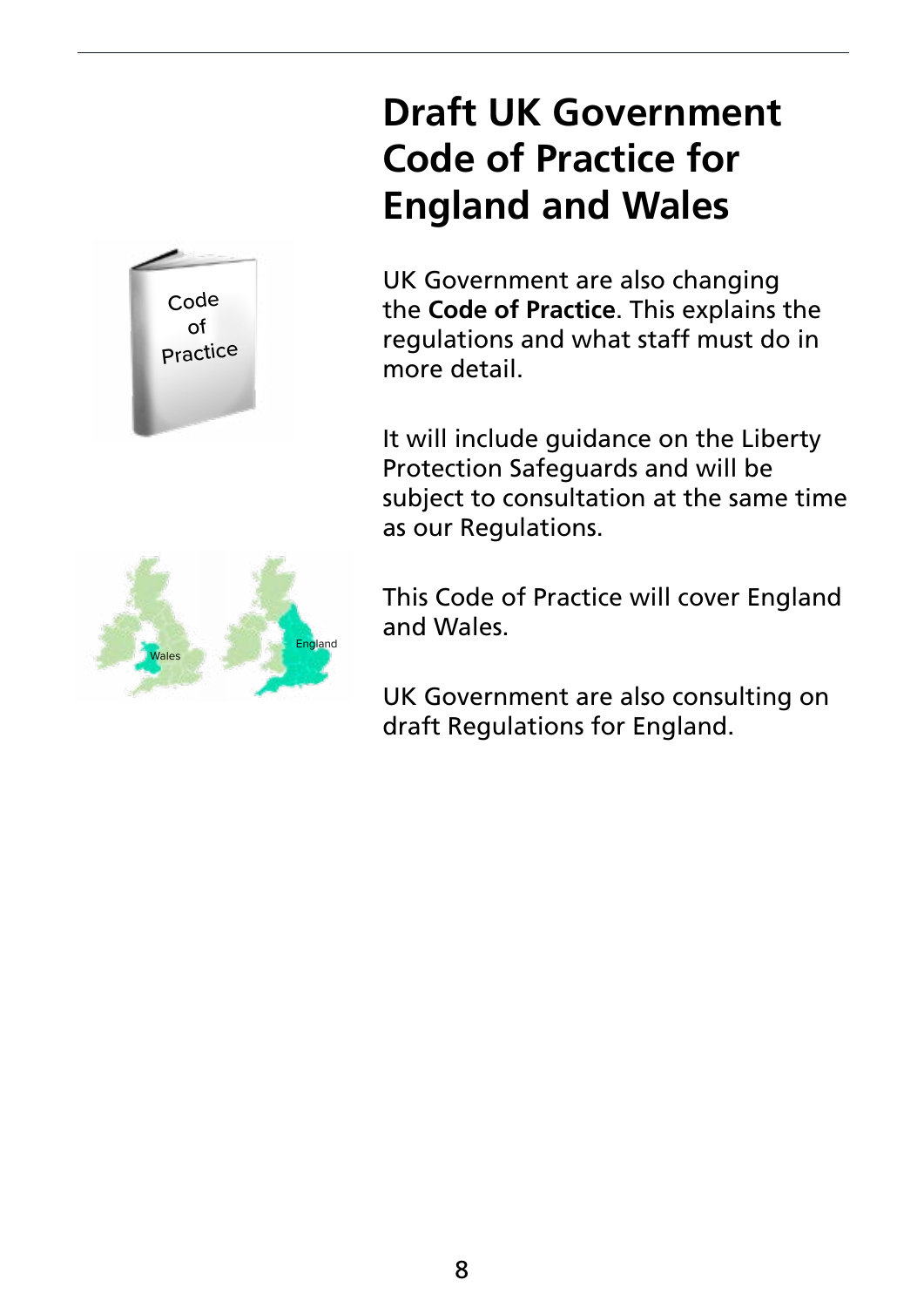# Draft UK Government Code of Practice for England and Wales

UK Government are also changing the **Code of Practice**. This explains the regulations and what staff must do in more detail.

It will include guidance on the Liberty Protection Safeguards and will be subject to consultation at the same time as our Regulations.

This Code of Practice will cover England and Wales.

UK Government are also consulting on draft Regulations for England.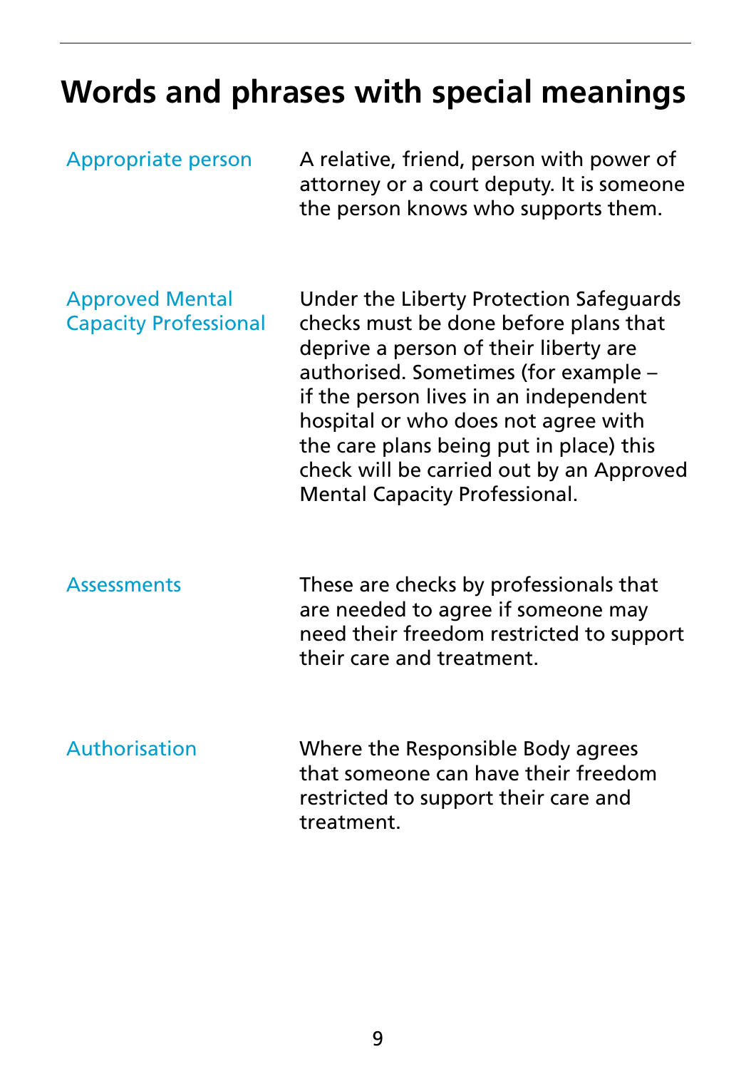# Words and phrases with special meanings

| | |
|---|---|
| Appropriate person | A relative, friend, person with power of attorney or a court deputy. It is someone the person knows who supports them. |
| Approved Mental Capacity Professional | Under the Liberty Protection Safeguards checks must be done before plans that deprive a person of their liberty are authorised. Sometimes (for example – if the person lives in an independent hospital or who does not agree with the care plans being put in place) this check will be carried out by an Approved Mental Capacity Professional. |
| Assessments | These are checks by professionals that are needed to agree if someone may need their freedom restricted to support their care and treatment. |
| Authorisation | Where the Responsible Body agrees that someone can have their freedom restricted to support their care and treatment. |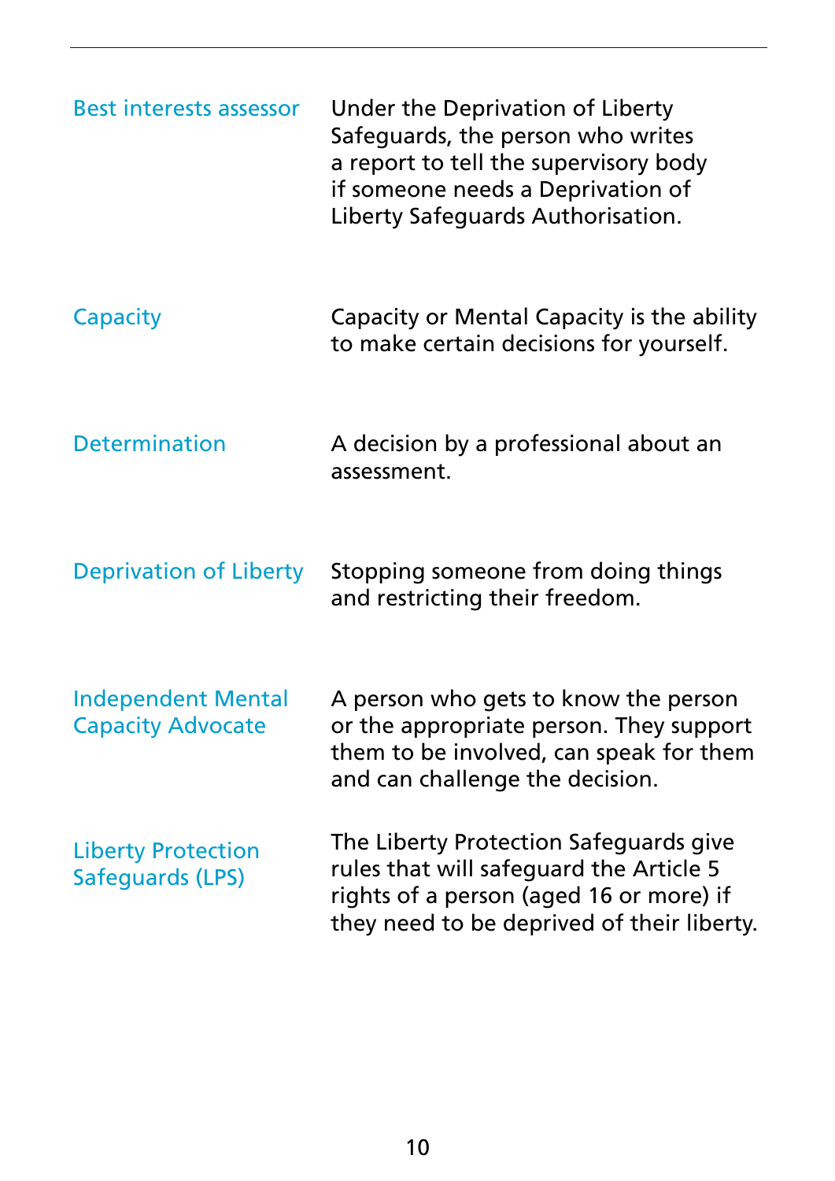| | |
|---|---|
| Best interests assessor | Under the Deprivation of Liberty Safeguards, the person who writes a report to tell the supervisory body if someone needs a Deprivation of Liberty Safeguards Authorisation. |
| Capacity | Capacity or Mental Capacity is the ability to make certain decisions for yourself. |
| Determination | A decision by a professional about an assessment. |
| Deprivation of Liberty | Stopping someone from doing things and restricting their freedom. |
| Independent Mental Capacity Advocate | A person who gets to know the person or the appropriate person. They support them to be involved, can speak for them and can challenge the decision. |
| Liberty Protection Safeguards (LPS) | The Liberty Protection Safeguards give rules that will safeguard the Article 5 rights of a person (aged 16 or more) if they need to be deprived of their liberty. |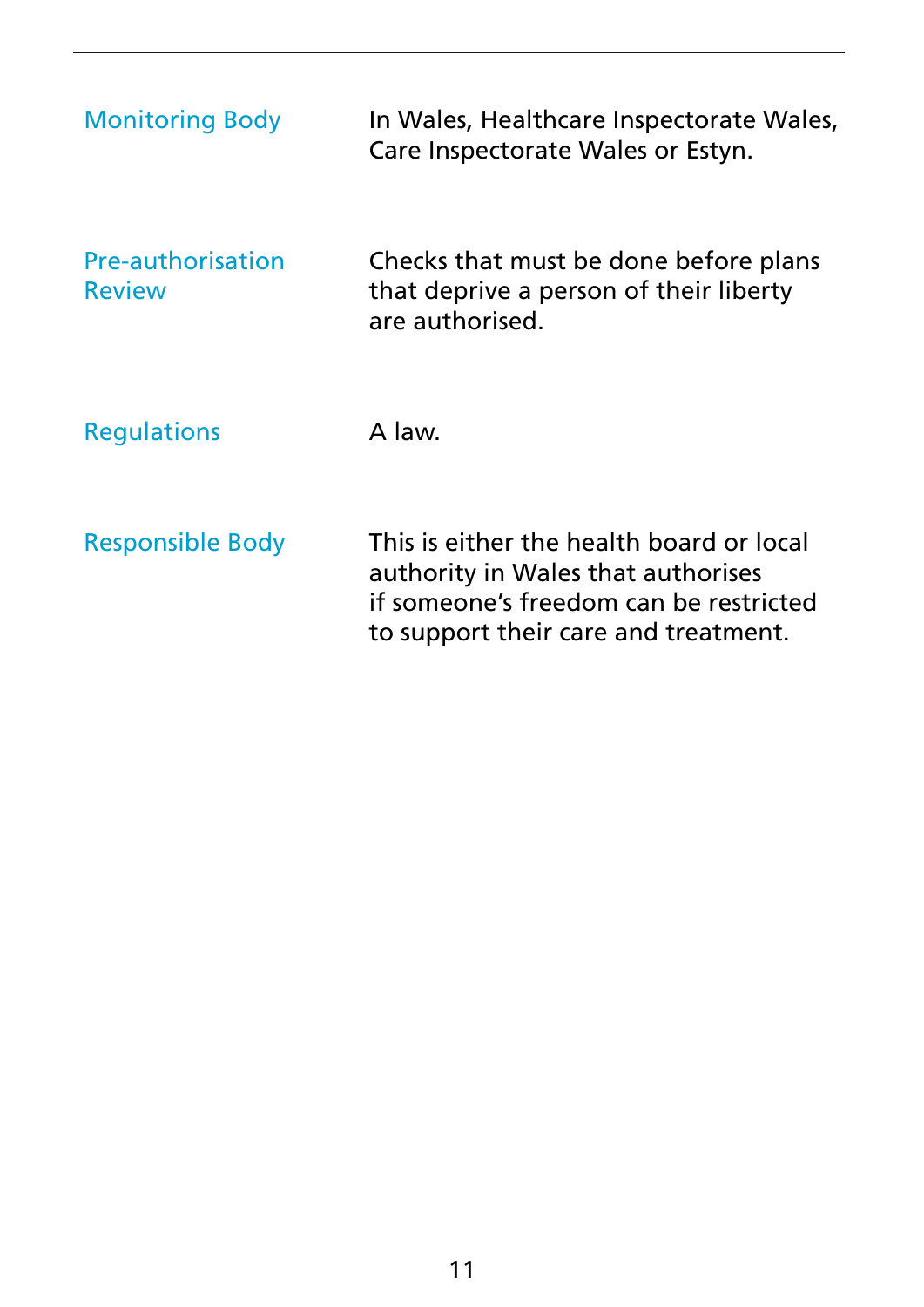| | |
|---|---|
| Monitoring Body | In Wales, Healthcare Inspectorate Wales, Care Inspectorate Wales or Estyn. |
| Pre-authorisation Review | Checks that must be done before plans that deprive a person of their liberty are authorised. |
| Regulations | A law. |
| Responsible Body | This is either the health board or local authority in Wales that authorises if someone's freedom can be restricted to support their care and treatment. |